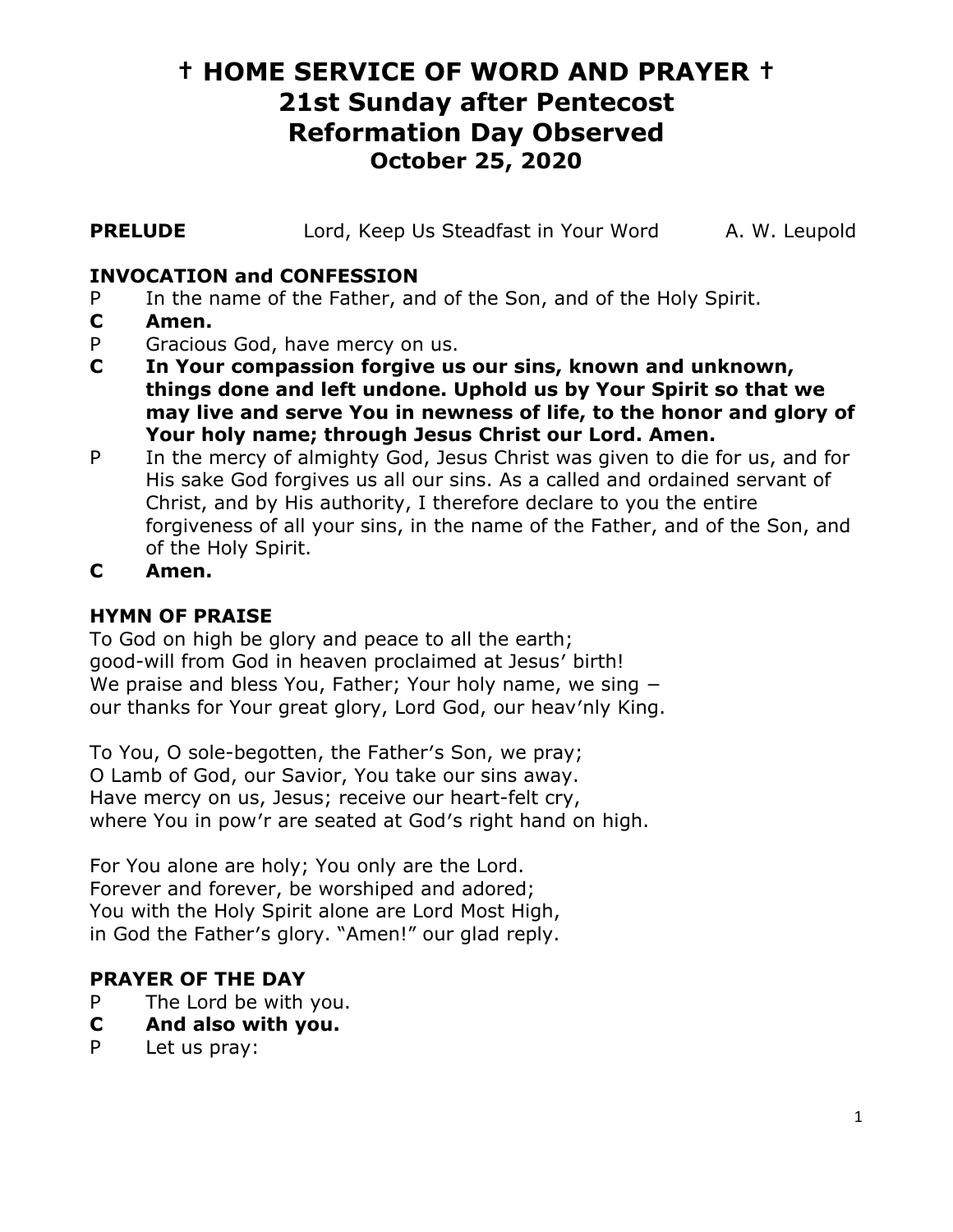# † HOME SERVICE OF WORD AND PRAYER †
# 21st Sunday after Pentecost
# Reformation Day Observed
## October 25, 2020

**PRELUDE** Lord, Keep Us Steadfast in Your Word A. W. Leupold

**INVOCATION and CONFESSION**

P In the name of the Father, and of the Son, and of the Holy Spirit.

**C Amen.**

P Gracious God, have mercy on us.

**C In Your compassion forgive us our sins, known and unknown, things done and left undone. Uphold us by Your Spirit so that we may live and serve You in newness of life, to the honor and glory of Your holy name; through Jesus Christ our Lord. Amen.**

P In the mercy of almighty God, Jesus Christ was given to die for us, and for His sake God forgives us all our sins. As a called and ordained servant of Christ, and by His authority, I therefore declare to you the entire forgiveness of all your sins, in the name of the Father, and of the Son, and of the Holy Spirit.

**C Amen.**

**HYMN OF PRAISE**

To God on high be glory and peace to all the earth;
good-will from God in heaven proclaimed at Jesus' birth!
We praise and bless You, Father; Your holy name, we sing –
our thanks for Your great glory, Lord God, our heav'nly King.

To You, O sole-begotten, the Father's Son, we pray;
O Lamb of God, our Savior, You take our sins away.
Have mercy on us, Jesus; receive our heart-felt cry,
where You in pow'r are seated at God's right hand on high.

For You alone are holy; You only are the Lord.
Forever and forever, be worshiped and adored;
You with the Holy Spirit alone are Lord Most High,
in God the Father's glory. "Amen!" our glad reply.

**PRAYER OF THE DAY**

P The Lord be with you.

**C And also with you.**

P Let us pray: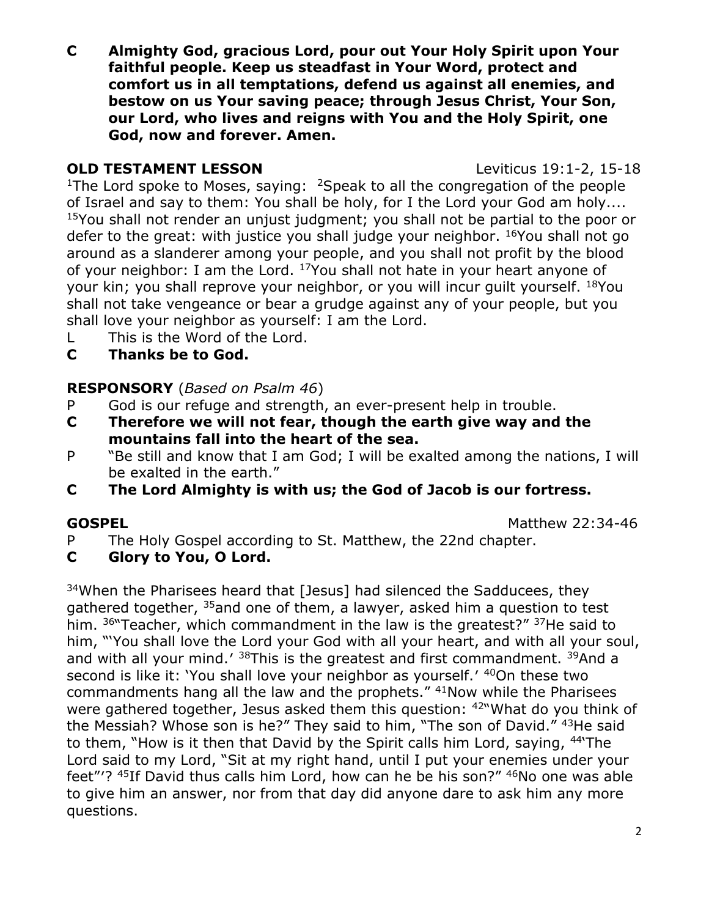**C  Almighty God, gracious Lord, pour out Your Holy Spirit upon Your faithful people. Keep us steadfast in Your Word, protect and comfort us in all temptations, defend us against all enemies, and bestow on us Your saving peace; through Jesus Christ, Your Son, our Lord, who lives and reigns with You and the Holy Spirit, one God, now and forever. Amen.**

**OLD TESTAMENT LESSON** Leviticus 19:1-2, 15-18

[1]The Lord spoke to Moses, saying: [2]Speak to all the congregation of the people of Israel and say to them: You shall be holy, for I the Lord your God am holy.... [15]You shall not render an unjust judgment; you shall not be partial to the poor or defer to the great: with justice you shall judge your neighbor. [16]You shall not go around as a slanderer among your people, and you shall not profit by the blood of your neighbor: I am the Lord. [17]You shall not hate in your heart anyone of your kin; you shall reprove your neighbor, or you will incur guilt yourself. [18]You shall not take vengeance or bear a grudge against any of your people, but you shall love your neighbor as yourself: I am the Lord.

L  This is the Word of the Lord.

**C  Thanks be to God.**

**RESPONSORY** (*Based on Psalm 46*)

P  God is our refuge and strength, an ever-present help in trouble.

**C  Therefore we will not fear, though the earth give way and the mountains fall into the heart of the sea.**

P  "Be still and know that I am God; I will be exalted among the nations, I will be exalted in the earth."

**C  The Lord Almighty is with us; the God of Jacob is our fortress.**

**GOSPEL** Matthew 22:34-46

P  The Holy Gospel according to St. Matthew, the 22nd chapter.

**C  Glory to You, O Lord.**

[34]When the Pharisees heard that [Jesus] had silenced the Sadducees, they gathered together, [35]and one of them, a lawyer, asked him a question to test him. [36]"Teacher, which commandment in the law is the greatest?" [37]He said to him, "'You shall love the Lord your God with all your heart, and with all your soul, and with all your mind.' [38]This is the greatest and first commandment. [39]And a second is like it: 'You shall love your neighbor as yourself.' [40]On these two commandments hang all the law and the prophets." [41]Now while the Pharisees were gathered together, Jesus asked them this question: [42]"What do you think of the Messiah? Whose son is he?" They said to him, "The son of David." [43]He said to them, "How is it then that David by the Spirit calls him Lord, saying, [44]'The Lord said to my Lord, "Sit at my right hand, until I put your enemies under your feet"'? [45]If David thus calls him Lord, how can he be his son?" [46]No one was able to give him an answer, nor from that day did anyone dare to ask him any more questions.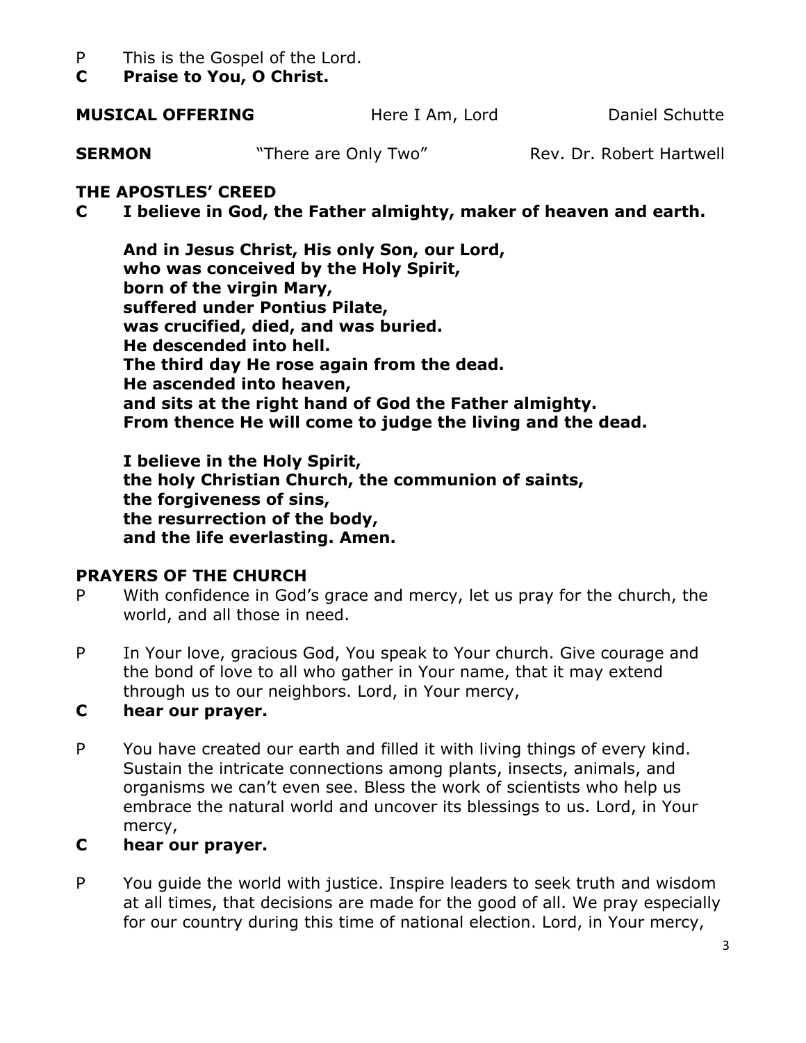P This is the Gospel of the Lord.
**C Praise to You, O Christ.**

**MUSICAL OFFERING** Here I Am, Lord Daniel Schutte

**SERMON** "There are Only Two" Rev. Dr. Robert Hartwell

**THE APOSTLES' CREED**

**C I believe in God, the Father almighty, maker of heaven and earth.**

**And in Jesus Christ, His only Son, our Lord,**
**who was conceived by the Holy Spirit,**
**born of the virgin Mary,**
**suffered under Pontius Pilate,**
**was crucified, died, and was buried.**
**He descended into hell.**
**The third day He rose again from the dead.**
**He ascended into heaven,**
**and sits at the right hand of God the Father almighty.**
**From thence He will come to judge the living and the dead.**

**I believe in the Holy Spirit,**
**the holy Christian Church, the communion of saints,**
**the forgiveness of sins,**
**the resurrection of the body,**
**and the life everlasting. Amen.**

**PRAYERS OF THE CHURCH**

P With confidence in God's grace and mercy, let us pray for the church, the world, and all those in need.

P In Your love, gracious God, You speak to Your church. Give courage and the bond of love to all who gather in Your name, that it may extend through us to our neighbors. Lord, in Your mercy,

**C hear our prayer.**

P You have created our earth and filled it with living things of every kind. Sustain the intricate connections among plants, insects, animals, and organisms we can't even see. Bless the work of scientists who help us embrace the natural world and uncover its blessings to us. Lord, in Your mercy,

**C hear our prayer.**

P You guide the world with justice. Inspire leaders to seek truth and wisdom at all times, that decisions are made for the good of all. We pray especially for our country during this time of national election. Lord, in Your mercy,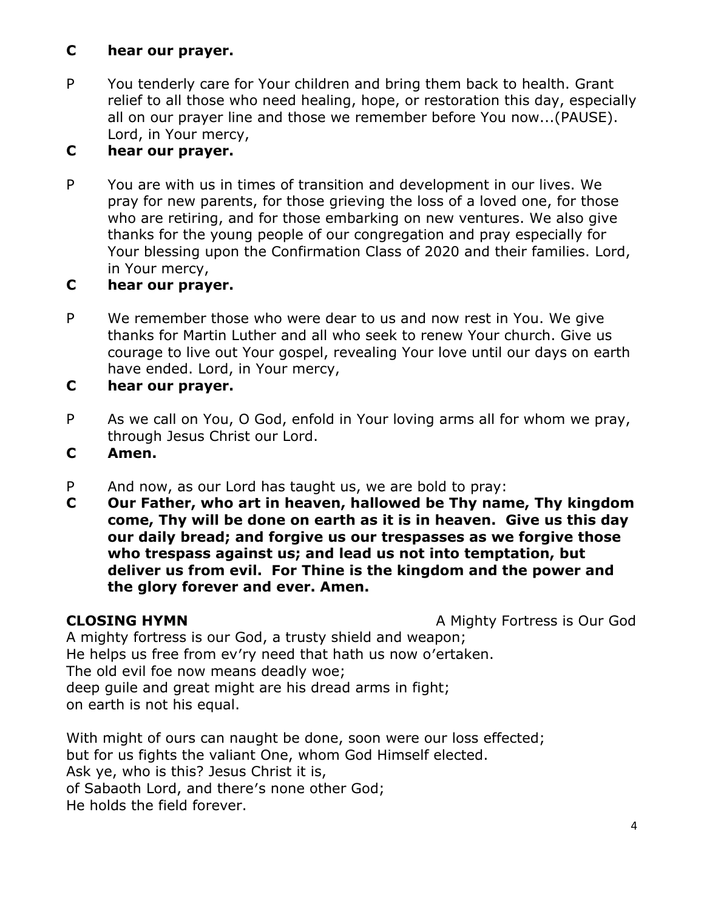**C hear our prayer.**

P You tenderly care for Your children and bring them back to health. Grant relief to all those who need healing, hope, or restoration this day, especially all on our prayer line and those we remember before You now...(PAUSE). Lord, in Your mercy,

**C hear our prayer.**

P You are with us in times of transition and development in our lives. We pray for new parents, for those grieving the loss of a loved one, for those who are retiring, and for those embarking on new ventures. We also give thanks for the young people of our congregation and pray especially for Your blessing upon the Confirmation Class of 2020 and their families. Lord, in Your mercy,

**C hear our prayer.**

P We remember those who were dear to us and now rest in You. We give thanks for Martin Luther and all who seek to renew Your church. Give us courage to live out Your gospel, revealing Your love until our days on earth have ended. Lord, in Your mercy,

**C hear our prayer.**

P As we call on You, O God, enfold in Your loving arms all for whom we pray, through Jesus Christ our Lord.

**C Amen.**

P And now, as our Lord has taught us, we are bold to pray:

**C Our Father, who art in heaven, hallowed be Thy name, Thy kingdom come, Thy will be done on earth as it is in heaven. Give us this day our daily bread; and forgive us our trespasses as we forgive those who trespass against us; and lead us not into temptation, but deliver us from evil. For Thine is the kingdom and the power and the glory forever and ever. Amen.**

**CLOSING HYMN** A Mighty Fortress is Our God

A mighty fortress is our God, a trusty shield and weapon;
He helps us free from ev'ry need that hath us now o'ertaken.
The old evil foe now means deadly woe;
deep guile and great might are his dread arms in fight;
on earth is not his equal.

With might of ours can naught be done, soon were our loss effected;
but for us fights the valiant One, whom God Himself elected.
Ask ye, who is this? Jesus Christ it is,
of Sabaoth Lord, and there's none other God;
He holds the field forever.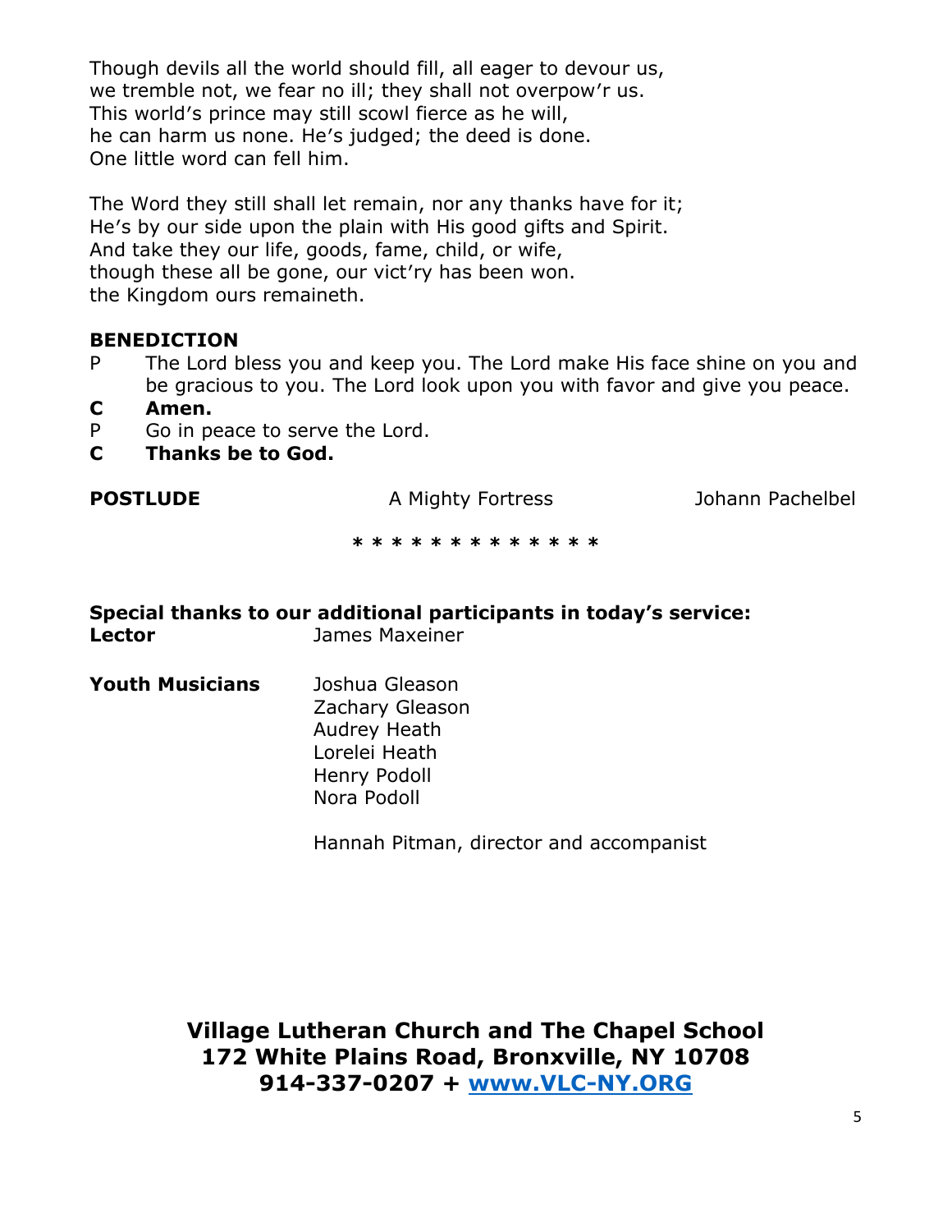Though devils all the world should fill, all eager to devour us,
we tremble not, we fear no ill; they shall not overpow'r us.
This world's prince may still scowl fierce as he will,
he can harm us none. He's judged; the deed is done.
One little word can fell him.

The Word they still shall let remain, nor any thanks have for it;
He's by our side upon the plain with His good gifts and Spirit.
And take they our life, goods, fame, child, or wife,
though these all be gone, our vict'ry has been won.
the Kingdom ours remaineth.

**BENEDICTION**

P The Lord bless you and keep you. The Lord make His face shine on you and be gracious to you. The Lord look upon you with favor and give you peace.

**C Amen.**

P Go in peace to serve the Lord.

**C Thanks be to God.**

**POSTLUDE** A Mighty Fortress Johann Pachelbel

\* \* \* \* \* \* \* \* \* \* \* \* \*

**Special thanks to our additional participants in today's service:**

**Lector** James Maxeiner

**Youth Musicians**
Joshua Gleason
Zachary Gleason
Audrey Heath
Lorelei Heath
Henry Podoll
Nora Podoll

Hannah Pitman, director and accompanist

**Village Lutheran Church and The Chapel School**
**172 White Plains Road, Bronxville, NY 10708**
**914-337-0207 + [WWW.VLC-NY.ORG](http://www.VLC-NY.ORG)**